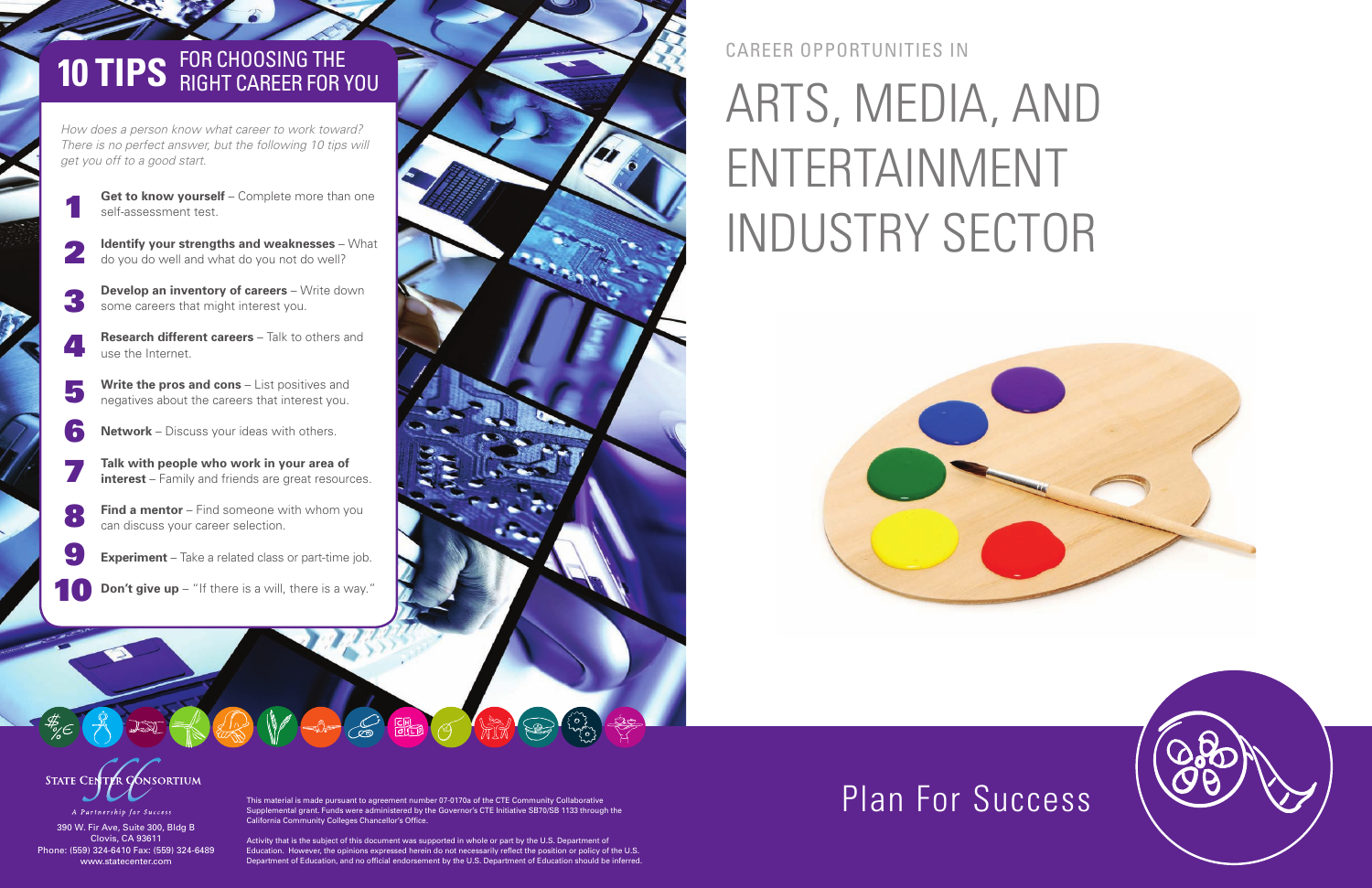# 10 TIPS FOR CHOOSING THE RIGHT CAREER FOR YOU

*How does a person know what career to work toward? There is no perfect answer, but the following 10 tips will get you off to a good start.*

1. **Get to know yourself** – Complete more than one self-assessment test.
2. **Identify your strengths and weaknesses** – What do you do well and what do you not do well?
3. **Develop an inventory of careers** – Write down some careers that might interest you.
4. **Research different careers** – Talk to others and use the Internet.
5. **Write the pros and cons** – List positives and negatives about the careers that interest you.
6. **Network** – Discuss your ideas with others.
7. **Talk with people who work in your area of interest** – Family and friends are great resources.
8. **Find a mentor** – Find someone with whom you can discuss your career selection.
9. **Experiment** – Take a related class or part-time job.
10. **Don't give up** – "If there is a will, there is a way."

STATE CENTER CONSORTIUM

*A Partnership for Success*

390 W. Fir Ave, Suite 300, Bldg B
Clovis, CA 93611
Phone: (559) 324-6410 Fax: (559) 324-6489
www.statecenter.com

This material is made pursuant to agreement number 07-0170a of the CTE Community Collaborative Supplemental grant. Funds were administered by the Governor's CTE Initiative SB70/SB 1133 through the California Community Colleges Chancellor's Office.

Activity that is the subject of this document was supported in whole or part by the U.S. Department of Education. However, the opinions expressed herein do not necessarily reflect the position or policy of the U.S. Department of Education, and no official endorsement by the U.S. Department of Education should be inferred.

CAREER OPPORTUNITIES IN

# ARTS, MEDIA, AND ENTERTAINMENT INDUSTRY SECTOR

Plan For Success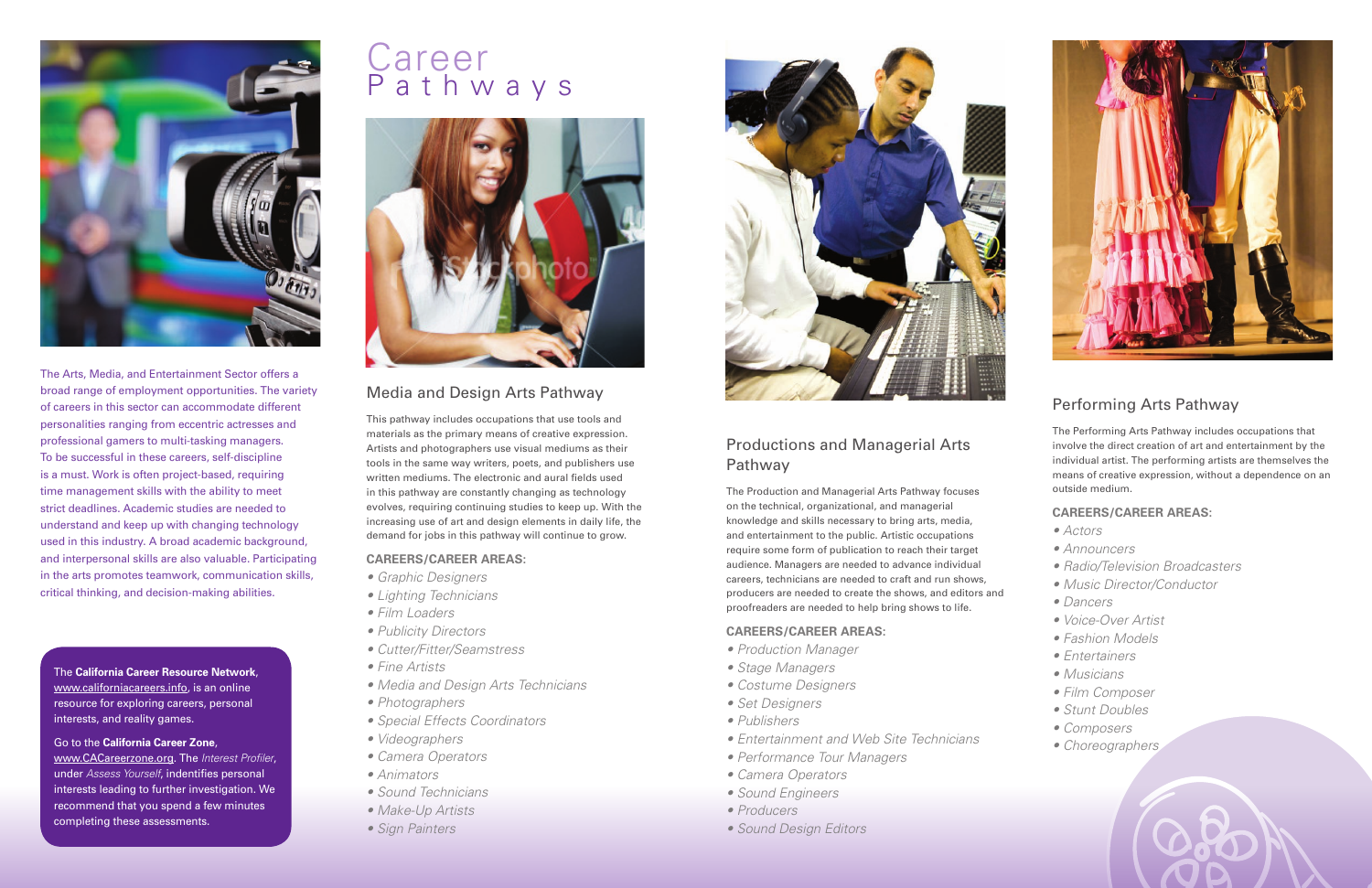The Arts, Media, and Entertainment Sector offers a broad range of employment opportunities. The variety of careers in this sector can accommodate different personalities ranging from eccentric actresses and professional gamers to multi-tasking managers. To be successful in these careers, self-discipline is a must. Work is often project-based, requiring time management skills with the ability to meet strict deadlines. Academic studies are needed to understand and keep up with changing technology used in this industry. A broad academic background, and interpersonal skills are also valuable. Participating in the arts promotes teamwork, communication skills, critical thinking, and decision-making abilities.

The **California Career Resource Network**, www.californiacareers.info, is an online resource for exploring careers, personal interests, and reality games.

Go to the **California Career Zone**, www.CACareerzone.org. The *Interest Profiler*, under *Assess Yourself*, indentifies personal interests leading to further investigation. We recommend that you spend a few minutes completing these assessments.

# Career Pathways

## Media and Design Arts Pathway

This pathway includes occupations that use tools and materials as the primary means of creative expression. Artists and photographers use visual mediums as their tools in the same way writers, poets, and publishers use written mediums. The electronic and aural fields used in this pathway are constantly changing as technology evolves, requiring continuing studies to keep up. With the increasing use of art and design elements in daily life, the demand for jobs in this pathway will continue to grow.

**CAREERS/CAREER AREAS:**

- *Graphic Designers*
- *Lighting Technicians*
- *Film Loaders*
- *Publicity Directors*
- *Cutter/Fitter/Seamstress*
- *Fine Artists*
- *Media and Design Arts Technicians*
- *Photographers*
- *Special Effects Coordinators*
- *Videographers*
- *Camera Operators*
- *Animators*
- *Sound Technicians*
- *Make-Up Artists*
- *Sign Painters*

## Productions and Managerial Arts Pathway

The Production and Managerial Arts Pathway focuses on the technical, organizational, and managerial knowledge and skills necessary to bring arts, media, and entertainment to the public. Artistic occupations require some form of publication to reach their target audience. Managers are needed to advance individual careers, technicians are needed to craft and run shows, producers are needed to create the shows, and editors and proofreaders are needed to help bring shows to life.

**CAREERS/CAREER AREAS:**

- *Production Manager*
- *Stage Managers*
- *Costume Designers*
- *Set Designers*
- *Publishers*
- *Entertainment and Web Site Technicians*
- *Performance Tour Managers*
- *Camera Operators*
- *Sound Engineers*
- *Producers*
- *Sound Design Editors*

## Performing Arts Pathway

The Performing Arts Pathway includes occupations that involve the direct creation of art and entertainment by the individual artist. The performing artists are themselves the means of creative expression, without a dependence on an outside medium.

**CAREERS/CAREER AREAS:**

- *Actors*
- *Announcers*
- *Radio/Television Broadcasters*
- *Music Director/Conductor*
- *Dancers*
- *Voice-Over Artist*
- *Fashion Models*
- *Entertainers*
- *Musicians*
- *Film Composer*
- *Stunt Doubles*
- *Composers*
- *Choreographers*